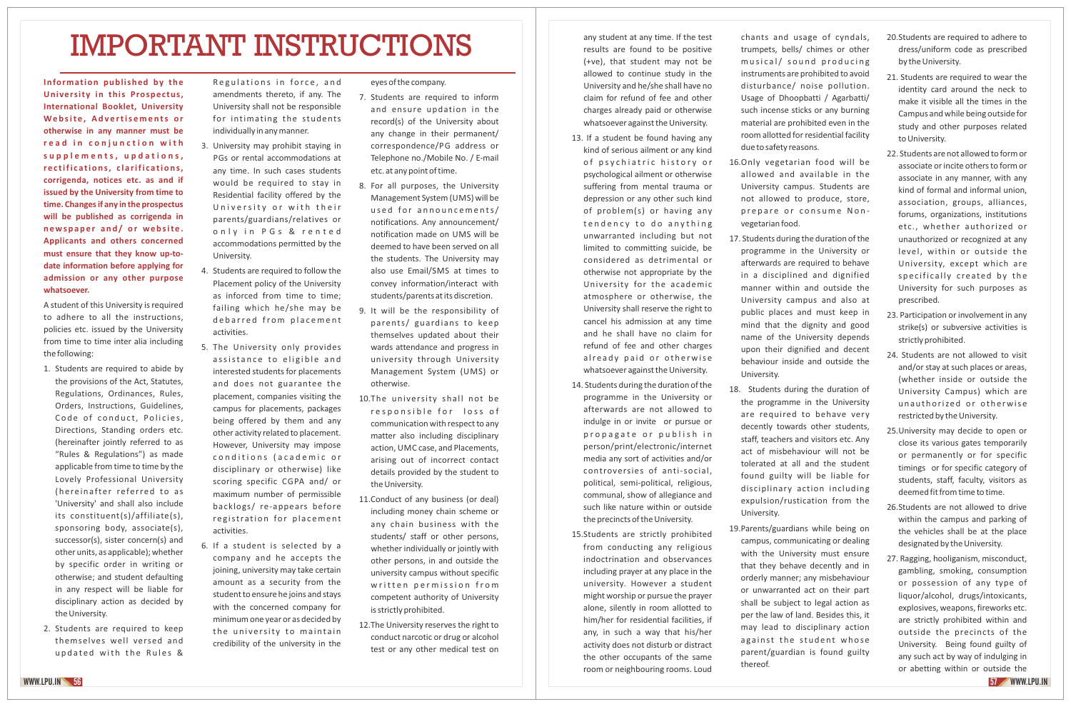# IMPORTANT INSTRUCTIONS

**Information published by the University in this Prospectus, International Booklet, University Website, Advertisements or otherwise in any manner must be read in conjunction with supplements, updations, rectifications, clarifications, corrigenda, notices etc. as and if issued by the University from time to time. Changes if any in the prospectus will be published as corrigenda in newspaper and/ or website. Applicants and others concerned must ensure that they know up-to-date information before applying for admission or any other purpose whatsoever.**

A student of this University is required to adhere to all the instructions, policies etc. issued by the University from time to time inter alia including the following:

1. Students are required to abide by the provisions of the Act, Statutes, Regulations, Ordinances, Rules, Orders, Instructions, Guidelines, Code of conduct, Policies, Directions, Standing orders etc. (hereinafter jointly referred to as "Rules & Regulations") as made applicable from time to time by the Lovely Professional University (hereinafter referred to as 'University' and shall also include its constituent(s)/affiliate(s), sponsoring body, associate(s), successor(s), sister concern(s) and other units, as applicable); whether by specific order in writing or otherwise; and student defaulting in any respect will be liable for disciplinary action as decided by the University.
2. Students are required to keep themselves well versed and updated with the Rules & Regulations in force, and amendments thereto, if any. The University shall not be responsible for intimating the students individually in any manner.
3. University may prohibit staying in PGs or rental accommodations at any time. In such cases students would be required to stay in Residential facility offered by the University or with their parents/guardians/relatives or only in PGs & rented accommodations permitted by the University.
4. Students are required to follow the Placement policy of the University as inforced from time to time; failing which he/she may be debarred from placement activities.
5. The University only provides assistance to eligible and interested students for placements and does not guarantee the placement, companies visiting the campus for placements, packages being offered by them and any other activity related to placement. However, University may impose conditions (academic or disciplinary or otherwise) like scoring specific CGPA and/ or maximum number of permissible backlogs/ re-appears before registration for placement activities.
6. If a student is selected by a company and he accepts the joining, university may take certain amount as a security from the student to ensure he joins and stays with the concerned company for minimum one year or as decided by the university to maintain credibility of the university in the eyes of the company.
7. Students are required to inform and ensure updation in the record(s) of the University about any change in their permanent/ correspondence/PG address or Telephone no./Mobile No. / E-mail etc. at any point of time.
8. For all purposes, the University Management System (UMS) will be used for announcements/ notifications. Any announcement/ notification made on UMS will be deemed to have been served on all the students. The University may also use Email/SMS at times to convey information/interact with students/parents at its discretion.
9. It will be the responsibility of parents/ guardians to keep themselves updated about their wards attendance and progress in university through University Management System (UMS) or otherwise.
10. The university shall not be responsible for loss of communication with respect to any matter also including disciplinary action, UMC case, and Placements, arising out of incorrect contact details provided by the student to the University.
11. Conduct of any business (or deal) including money chain scheme or any chain business with the students/ staff or other persons, whether individually or jointly with other persons, in and outside the university campus without specific written permission from competent authority of University is strictly prohibited.
12. The University reserves the right to conduct narcotic or drug or alcohol test or any other medical test on any student at any time. If the test results are found to be positive (+ve), that student may not be allowed to continue study in the University and he/she shall have no claim for refund of fee and other charges already paid or otherwise whatsoever against the University.
13. If a student be found having any kind of serious ailment or any kind of psychiatric history or psychological ailment or otherwise suffering from mental trauma or depression or any other such kind of problem(s) or having any tendency to do anything unwarranted including but not limited to committing suicide, be considered as detrimental or otherwise not appropriate by the University for the academic atmosphere or otherwise, the University shall reserve the right to cancel his admission at any time and he shall have no claim for refund of fee and other charges already paid or otherwise whatsoever against the University.
14. Students during the duration of the programme in the University or afterwards are not allowed to indulge in or invite or pursue or propagate or publish in person/print/electronic/internet media any sort of activities and/or controversies of anti-social, political, semi-political, religious, communal, show of allegiance and such like nature within or outside the precincts of the University.
15. Students are strictly prohibited from conducting any religious indoctrination and observances including prayer at any place in the university. However a student might worship or pursue the prayer alone, silently in room allotted to him/her for residential facilities, if any, in such a way that his/her activity does not disturb or distract the other occupants of the same room or neighbouring rooms. Loud chants and usage of cyndals, trumpets, bells/ chimes or other musical/ sound producing instruments are prohibited to avoid disturbance/ noise pollution. Usage of Dhoopbatti / Agarbatti/ such incense sticks or any burning material are prohibited even in the room allotted for residential facility due to safety reasons.
16. Only vegetarian food will be allowed and available in the University campus. Students are not allowed to produce, store, prepare or consume Non-vegetarian food.
17. Students during the duration of the programme in the University or afterwards are required to behave in a disciplined and dignified manner within and outside the University campus and also at public places and must keep in mind that the dignity and good name of the University depends upon their dignified and decent behaviour inside and outside the University.
18. Students during the duration of the programme in the University are required to behave very decently towards other students, staff, teachers and visitors etc. Any act of misbehaviour will not be tolerated at all and the student found guilty will be liable for disciplinary action including expulsion/rustication from the University.
19. Parents/guardians while being on campus, communicating or dealing with the University must ensure that they behave decently and in orderly manner; any misbehaviour or unwarranted act on their part shall be subject to legal action as per the law of land. Besides this, it may lead to disciplinary action against the student whose parent/guardian is found guilty thereof.
20. Students are required to adhere to dress/uniform code as prescribed by the University.
21. Students are required to wear the identity card around the neck to make it visible all the times in the Campus and while being outside for study and other purposes related to University.
22. Students are not allowed to form or associate or incite others to form or associate in any manner, with any kind of formal and informal union, association, groups, alliances, forums, organizations, institutions etc., whether authorized or unauthorized or recognized at any level, within or outside the University, except which are specifically created by the University for such purposes as prescribed.
23. Participation or involvement in any strike(s) or subversive activities is strictly prohibited.
24. Students are not allowed to visit and/or stay at such places or areas, (whether inside or outside the University Campus) which are unauthorized or otherwise restricted by the University.
25. University may decide to open or close its various gates temporarily or permanently or for specific timings or for specific category of students, staff, faculty, visitors as deemed fit from time to time.
26. Students are not allowed to drive within the campus and parking of the vehicles shall be at the place designated by the University.
27. Ragging, hooliganism, misconduct, gambling, smoking, consumption or possession of any type of liquor/alcohol, drugs/intoxicants, explosives, weapons, fireworks etc. are strictly prohibited within and outside the precincts of the University. Being found guilty of any such act by way of indulging in or abetting within or outside the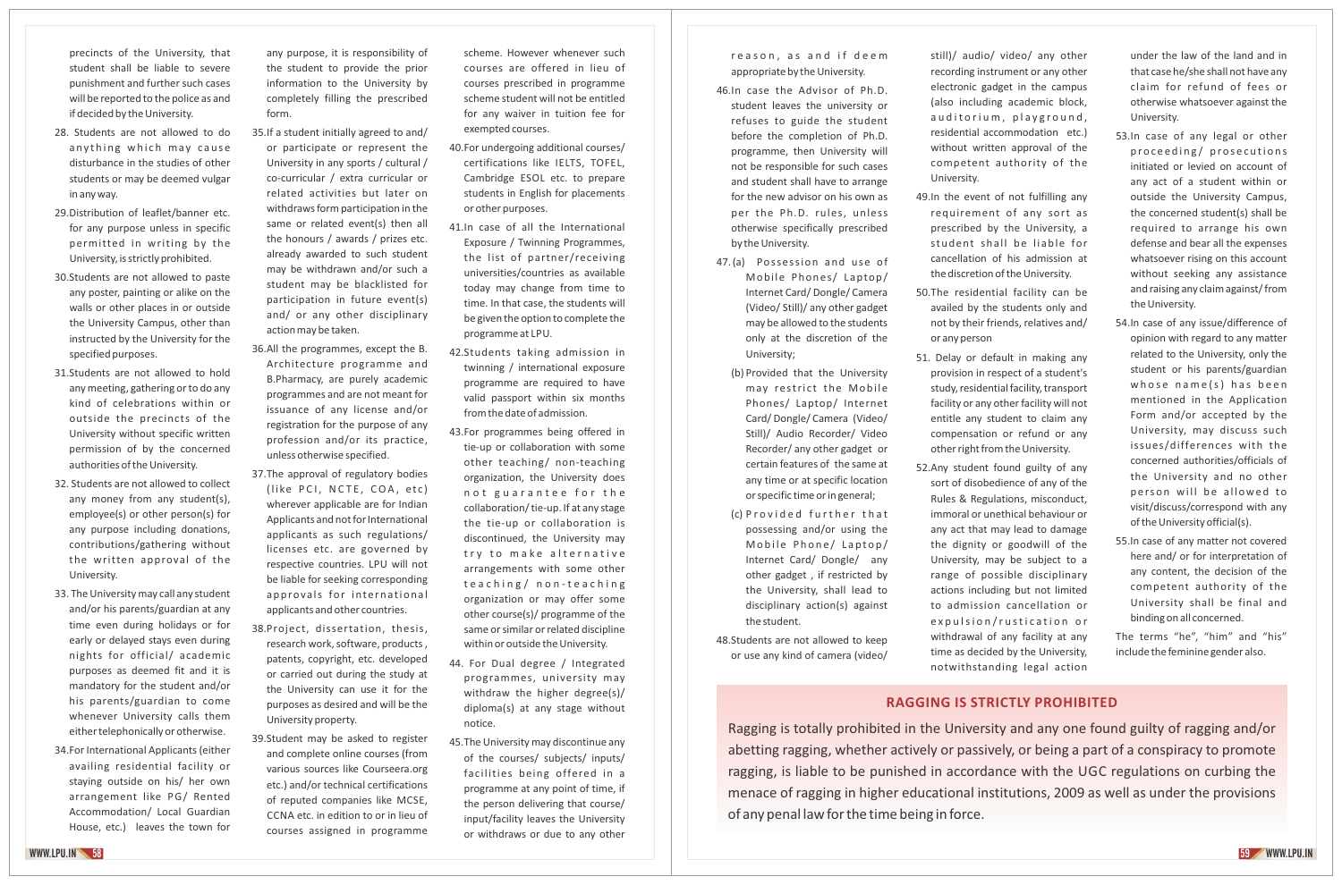precincts of the University, that student shall be liable to severe punishment and further such cases will be reported to the police as and if decided by the University.

28. Students are not allowed to do anything which may cause disturbance in the studies of other students or may be deemed vulgar in any way.

29. Distribution of leaflet/banner etc. for any purpose unless in specific permitted in writing by the University, is strictly prohibited.

30. Students are not allowed to paste any poster, painting or alike on the walls or other places in or outside the University Campus, other than instructed by the University for the specified purposes.

31. Students are not allowed to hold any meeting, gathering or to do any kind of celebrations within or outside the precincts of the University without specific written permission of by the concerned authorities of the University.

32. Students are not allowed to collect any money from any student(s), employee(s) or other person(s) for any purpose including donations, contributions/gathering without the written approval of the University.

33. The University may call any student and/or his parents/guardian at any time even during holidays or for early or delayed stays even during nights for official/ academic purposes as deemed fit and it is mandatory for the student and/or his parents/guardian to come whenever University calls them either telephonically or otherwise.

34. For International Applicants (either availing residential facility or staying outside on his/ her own arrangement like PG/ Rented Accommodation/ Local Guardian House, etc.) leaves the town for any purpose, it is responsibility of the student to provide the prior information to the University by completely filling the prescribed form.

35. If a student initially agreed to and/ or participate or represent the University in any sports / cultural / co-curricular / extra curricular or related activities but later on withdraws form participation in the same or related event(s) then all the honours / awards / prizes etc. already awarded to such student may be withdrawn and/or such a student may be blacklisted for participation in future event(s) and/ or any other disciplinary action may be taken.

36. All the programmes, except the B. Architecture programme and B.Pharmacy, are purely academic programmes and are not meant for issuance of any license and/or registration for the purpose of any profession and/or its practice, unless otherwise specified.

37. The approval of regulatory bodies (like PCI, NCTE, COA, etc) wherever applicable are for Indian Applicants and not for International applicants as such regulations/ licenses etc. are governed by respective countries. LPU will not be liable for seeking corresponding approvals for international applicants and other countries.

38. Project, dissertation, thesis, research work, software, products , patents, copyright, etc. developed or carried out during the study at the University can use it for the purposes as desired and will be the University property.

39. Student may be asked to register and complete online courses (from various sources like Courseera.org etc.) and/or technical certifications of reputed companies like MCSE, CCNA etc. in edition to or in lieu of courses assigned in programme scheme. However whenever such courses are offered in lieu of courses prescribed in programme scheme student will not be entitled for any waiver in tuition fee for exempted courses.

40. For undergoing additional courses/ certifications like IELTS, TOFEL, Cambridge ESOL etc. to prepare students in English for placements or other purposes.

41. In case of all the International Exposure / Twinning Programmes, the list of partner/receiving universities/countries as available today may change from time to time. In that case, the students will be given the option to complete the programme at LPU.

42. Students taking admission in twinning / international exposure programme are required to have valid passport within six months from the date of admission.

43. For programmes being offered in tie-up or collaboration with some other teaching/ non-teaching organization, the University does not guarantee for the collaboration/ tie-up. If at any stage the tie-up or collaboration is discontinued, the University may try to make alternative arrangements with some other teaching/ non-teaching organization or may offer some other course(s)/ programme of the same or similar or related discipline within or outside the University.

44. For Dual degree / Integrated programmes, university may withdraw the higher degree(s)/ diploma(s) at any stage without notice.

45. The University may discontinue any of the courses/ subjects/ inputs/ facilities being offered in a programme at any point of time, if the person delivering that course/ input/facility leaves the University or withdraws or due to any other reason, as and if deem appropriate by the University.

46. In case the Advisor of Ph.D. student leaves the university or refuses to guide the student before the completion of Ph.D. programme, then University will not be responsible for such cases and student shall have to arrange for the new advisor on his own as per the Ph.D. rules, unless otherwise specifically prescribed by the University.

47. (a) Possession and use of Mobile Phones/ Laptop/ Internet Card/ Dongle/ Camera (Video/ Still)/ any other gadget may be allowed to the students only at the discretion of the University;

(b) Provided that the University may restrict the Mobile Phones/ Laptop/ Internet Card/ Dongle/ Camera (Video/ Still)/ Audio Recorder/ Video Recorder/ any other gadget or certain features of the same at any time or at specific location or specific time or in general;

(c) Provided further that possessing and/or using the Mobile Phone/ Laptop/ Internet Card/ Dongle/ any other gadget , if restricted by the University, shall lead to disciplinary action(s) against the student.

48. Students are not allowed to keep or use any kind of camera (video/ still)/ audio/ video/ any other recording instrument or any other electronic gadget in the campus (also including academic block, auditorium, playground, residential accommodation etc.) without written approval of the competent authority of the University.

49. In the event of not fulfilling any requirement of any sort as prescribed by the University, a student shall be liable for cancellation of his admission at the discretion of the University.

50. The residential facility can be availed by the students only and not by their friends, relatives and/ or any person

51. Delay or default in making any provision in respect of a student's study, residential facility, transport facility or any other facility will not entitle any student to claim any compensation or refund or any other right from the University.

52. Any student found guilty of any sort of disobedience of any of the Rules & Regulations, misconduct, immoral or unethical behaviour or any act that may lead to damage the dignity or goodwill of the University, may be subject to a range of possible disciplinary actions including but not limited to admission cancellation or expulsion/rustication or withdrawal of any facility at any time as decided by the University, notwithstanding legal action under the law of the land and in that case he/she shall not have any claim for refund of fees or otherwise whatsoever against the University.

53. In case of any legal or other proceeding/ prosecutions initiated or levied on account of any act of a student within or outside the University Campus, the concerned student(s) shall be required to arrange his own defense and bear all the expenses whatsoever rising on this account without seeking any assistance and raising any claim against/ from the University.

54. In case of any issue/difference of opinion with regard to any matter related to the University, only the student or his parents/guardian whose name(s) has been mentioned in the Application Form and/or accepted by the University, may discuss such issues/differences with the concerned authorities/officials of the University and no other person will be allowed to visit/discuss/correspond with any of the University official(s).

55. In case of any matter not covered here and/ or for interpretation of any content, the decision of the competent authority of the University shall be final and binding on all concerned.

The terms "he", "him" and "his" include the feminine gender also.

## RAGGING IS STRICTLY PROHIBITED

Ragging is totally prohibited in the University and any one found guilty of ragging and/or abetting ragging, whether actively or passively, or being a part of a conspiracy to promote ragging, is liable to be punished in accordance with the UGC regulations on curbing the menace of ragging in higher educational institutions, 2009 as well as under the provisions of any penal law for the time being in force.